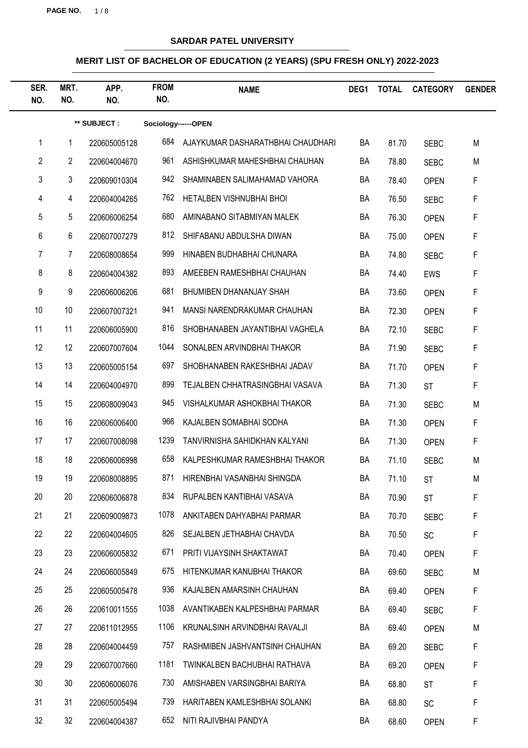# SARDAR PATEL UNIVERSITY

## MERIT LIST OF BACHELOR OF EDUCATION (2 YEARS) (SPU FRESH ONLY) 2022-2023

| SER. NO. | MRT. NO. | APP. NO. | FROM NO. | NAME | DEG1 | TOTAL | CATEGORY | GENDER |
|---|---|---|---|---|---|---|---|---|
| | | ** SUBJECT : | Sociology------OPEN | | | | | |
| 1 | 1 | 220605005128 | 684 | AJAYKUMAR DASHARATHBHAI CHAUDHARI | BA | 81.70 | SEBC | M |
| 2 | 2 | 220604004670 | 961 | ASHISHKUMAR MAHESHBHAI CHAUHAN | BA | 78.80 | SEBC | M |
| 3 | 3 | 220609010304 | 942 | SHAMINABEN SALIMAHAMAD VAHORA | BA | 78.40 | OPEN | F |
| 4 | 4 | 220604004265 | 762 | HETALBEN VISHNUBHAI BHOI | BA | 76.50 | SEBC | F |
| 5 | 5 | 220606006254 | 680 | AMINABANO SITABMIYAN MALEK | BA | 76.30 | OPEN | F |
| 6 | 6 | 220607007279 | 812 | SHIFABANU ABDULSHA DIWAN | BA | 75.00 | OPEN | F |
| 7 | 7 | 220608008654 | 999 | HINABEN BUDHABHAI CHUNARA | BA | 74.80 | SEBC | F |
| 8 | 8 | 220604004382 | 893 | AMEEBEN RAMESHBHAI CHAUHAN | BA | 74.40 | EWS | F |
| 9 | 9 | 220606006206 | 681 | BHUMIBEN DHANANJAY SHAH | BA | 73.60 | OPEN | F |
| 10 | 10 | 220607007321 | 941 | MANSI NARENDRAKUMAR CHAUHAN | BA | 72.30 | OPEN | F |
| 11 | 11 | 220606005900 | 816 | SHOBHANABEN JAYANTIBHAI VAGHELA | BA | 72.10 | SEBC | F |
| 12 | 12 | 220607007604 | 1044 | SONALBEN ARVINDBHAI THAKOR | BA | 71.90 | SEBC | F |
| 13 | 13 | 220605005154 | 697 | SHOBHANABEN RAKESHBHAI JADAV | BA | 71.70 | OPEN | F |
| 14 | 14 | 220604004970 | 899 | TEJALBEN CHHATRASINGBHAI VASAVA | BA | 71.30 | ST | F |
| 15 | 15 | 220608009043 | 945 | VISHALKUMAR ASHOKBHAI THAKOR | BA | 71.30 | SEBC | M |
| 16 | 16 | 220606006400 | 966 | KAJALBEN SOMABHAI SODHA | BA | 71.30 | OPEN | F |
| 17 | 17 | 220607008098 | 1239 | TANVIRNISHA SAHIDKHAN KALYANI | BA | 71.30 | OPEN | F |
| 18 | 18 | 220606006998 | 658 | KALPESHKUMAR RAMESHBHAI THAKOR | BA | 71.10 | SEBC | M |
| 19 | 19 | 220608008895 | 871 | HIRENBHAI VASANBHAI SHINGDA | BA | 71.10 | ST | M |
| 20 | 20 | 220606006878 | 834 | RUPALBEN KANTIBHAI VASAVA | BA | 70.90 | ST | F |
| 21 | 21 | 220609009873 | 1078 | ANKITABEN DAHYABHAI PARMAR | BA | 70.70 | SEBC | F |
| 22 | 22 | 220604004605 | 826 | SEJALBEN JETHABHAI CHAVDA | BA | 70.50 | SC | F |
| 23 | 23 | 220606005832 | 671 | PRITI VIJAYSINH SHAKTAWAT | BA | 70.40 | OPEN | F |
| 24 | 24 | 220606005849 | 675 | HITENKUMAR KANUBHAI THAKOR | BA | 69.60 | SEBC | M |
| 25 | 25 | 220605005478 | 936 | KAJALBEN AMARSINH CHAUHAN | BA | 69.40 | OPEN | F |
| 26 | 26 | 220610011555 | 1038 | AVANTIKABEN KALPESHBHAI PARMAR | BA | 69.40 | SEBC | F |
| 27 | 27 | 220611012955 | 1106 | KRUNALSINH ARVINDBHAI RAVALJI | BA | 69.40 | OPEN | M |
| 28 | 28 | 220604004459 | 757 | RASHMIBEN JASHVANTSINH CHAUHAN | BA | 69.20 | SEBC | F |
| 29 | 29 | 220607007660 | 1181 | TWINKALBEN BACHUBHAI RATHAVA | BA | 69.20 | OPEN | F |
| 30 | 30 | 220606006076 | 730 | AMISHABEN VARSINGBHAI BARIYA | BA | 68.80 | ST | F |
| 31 | 31 | 220605005494 | 739 | HARITABEN KAMLESHBHAI SOLANKI | BA | 68.80 | SC | F |
| 32 | 32 | 220604004387 | 652 | NITI RAJIVBHAI PANDYA | BA | 68.60 | OPEN | F |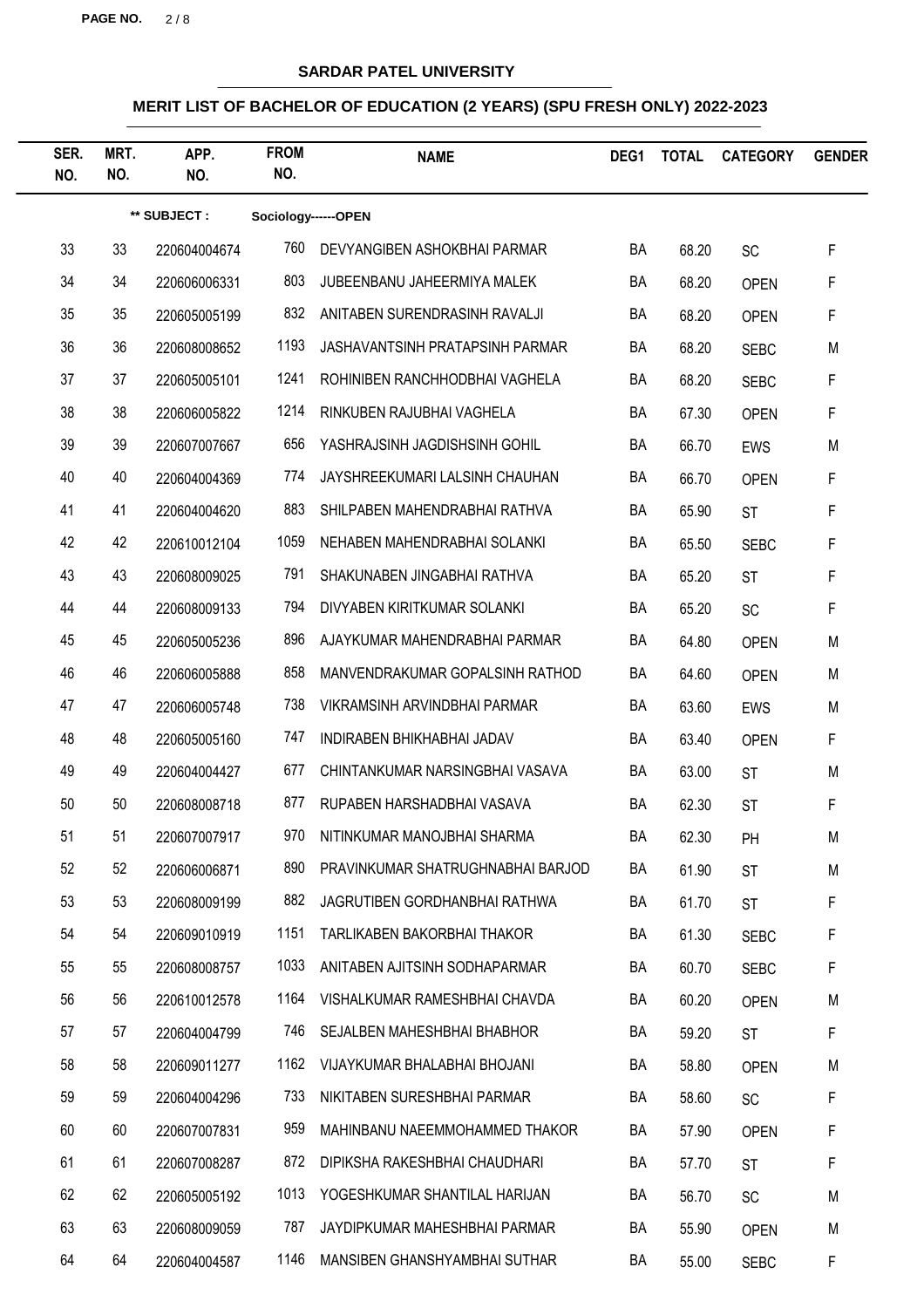**SARDAR PATEL UNIVERSITY**

**MERIT LIST OF BACHELOR OF EDUCATION (2 YEARS) (SPU FRESH ONLY) 2022-2023**

| SER. NO. | MRT. NO. | APP. NO. | FROM NO. | NAME | DEG1 | TOTAL | CATEGORY | GENDER |
|---|---|---|---|---|---|---|---|---|
| | | ** SUBJECT : | Sociology------OPEN | | | | | |
| 33 | 33 | 220604004674 | 760 | DEVYANGIBEN ASHOKBHAI PARMAR | BA | 68.20 | SC | F |
| 34 | 34 | 220606006331 | 803 | JUBEENBANU JAHEERMIYA MALEK | BA | 68.20 | OPEN | F |
| 35 | 35 | 220605005199 | 832 | ANITABEN SURENDRASINH RAVALJI | BA | 68.20 | OPEN | F |
| 36 | 36 | 220608008652 | 1193 | JASHAVANTSINH PRATAPSINH PARMAR | BA | 68.20 | SEBC | M |
| 37 | 37 | 220605005101 | 1241 | ROHINIBEN RANCHHODBHAI VAGHELA | BA | 68.20 | SEBC | F |
| 38 | 38 | 220606005822 | 1214 | RINKUBEN RAJUBHAI VAGHELA | BA | 67.30 | OPEN | F |
| 39 | 39 | 220607007667 | 656 | YASHRAJSINH JAGDISHSINH GOHIL | BA | 66.70 | EWS | M |
| 40 | 40 | 220604004369 | 774 | JAYSHREEKUMARI LALSINH CHAUHAN | BA | 66.70 | OPEN | F |
| 41 | 41 | 220604004620 | 883 | SHILPABEN MAHENDRABHAI RATHVA | BA | 65.90 | ST | F |
| 42 | 42 | 220610012104 | 1059 | NEHABEN MAHENDRABHAI SOLANKI | BA | 65.50 | SEBC | F |
| 43 | 43 | 220608009025 | 791 | SHAKUNABEN JINGABHAI RATHVA | BA | 65.20 | ST | F |
| 44 | 44 | 220608009133 | 794 | DIVYABEN KIRITKUMAR SOLANKI | BA | 65.20 | SC | F |
| 45 | 45 | 220605005236 | 896 | AJAYKUMAR MAHENDRABHAI PARMAR | BA | 64.80 | OPEN | M |
| 46 | 46 | 220606005888 | 858 | MANVENDRAKUMAR GOPALSINH RATHOD | BA | 64.60 | OPEN | M |
| 47 | 47 | 220606005748 | 738 | VIKRAMSINH ARVINDBHAI PARMAR | BA | 63.60 | EWS | M |
| 48 | 48 | 220605005160 | 747 | INDIRABEN BHIKHABHAI JADAV | BA | 63.40 | OPEN | F |
| 49 | 49 | 220604004427 | 677 | CHINTANKUMAR NARSINGBHAI VASAVA | BA | 63.00 | ST | M |
| 50 | 50 | 220608008718 | 877 | RUPABEN HARSHADBHAI VASAVA | BA | 62.30 | ST | F |
| 51 | 51 | 220607007917 | 970 | NITINKUMAR MANOJBHAI SHARMA | BA | 62.30 | PH | M |
| 52 | 52 | 220606006871 | 890 | PRAVINKUMAR SHATRUGHNABHAI BARJOD | BA | 61.90 | ST | M |
| 53 | 53 | 220608009199 | 882 | JAGRUTIBEN GORDHANBHAI RATHWA | BA | 61.70 | ST | F |
| 54 | 54 | 220609010919 | 1151 | TARLIKABEN BAKORBHAI THAKOR | BA | 61.30 | SEBC | F |
| 55 | 55 | 220608008757 | 1033 | ANITABEN AJITSINH SODHAPARMAR | BA | 60.70 | SEBC | F |
| 56 | 56 | 220610012578 | 1164 | VISHALKUMAR RAMESHBHAI CHAVDA | BA | 60.20 | OPEN | M |
| 57 | 57 | 220604004799 | 746 | SEJALBEN MAHESHBHAI BHABHOR | BA | 59.20 | ST | F |
| 58 | 58 | 220609011277 | 1162 | VIJAYKUMAR BHALABHAI BHOJANI | BA | 58.80 | OPEN | M |
| 59 | 59 | 220604004296 | 733 | NIKITABEN SURESHBHAI PARMAR | BA | 58.60 | SC | F |
| 60 | 60 | 220607007831 | 959 | MAHINBANU NAEEMMOHAMMED THAKOR | BA | 57.90 | OPEN | F |
| 61 | 61 | 220607008287 | 872 | DIPIKSHA RAKESHBHAI CHAUDHARI | BA | 57.70 | ST | F |
| 62 | 62 | 220605005192 | 1013 | YOGESHKUMAR SHANTILAL HARIJAN | BA | 56.70 | SC | M |
| 63 | 63 | 220608009059 | 787 | JAYDIPKUMAR MAHESHBHAI PARMAR | BA | 55.90 | OPEN | M |
| 64 | 64 | 220604004587 | 1146 | MANSIBEN GHANSHYAMBHAI SUTHAR | BA | 55.00 | SEBC | F |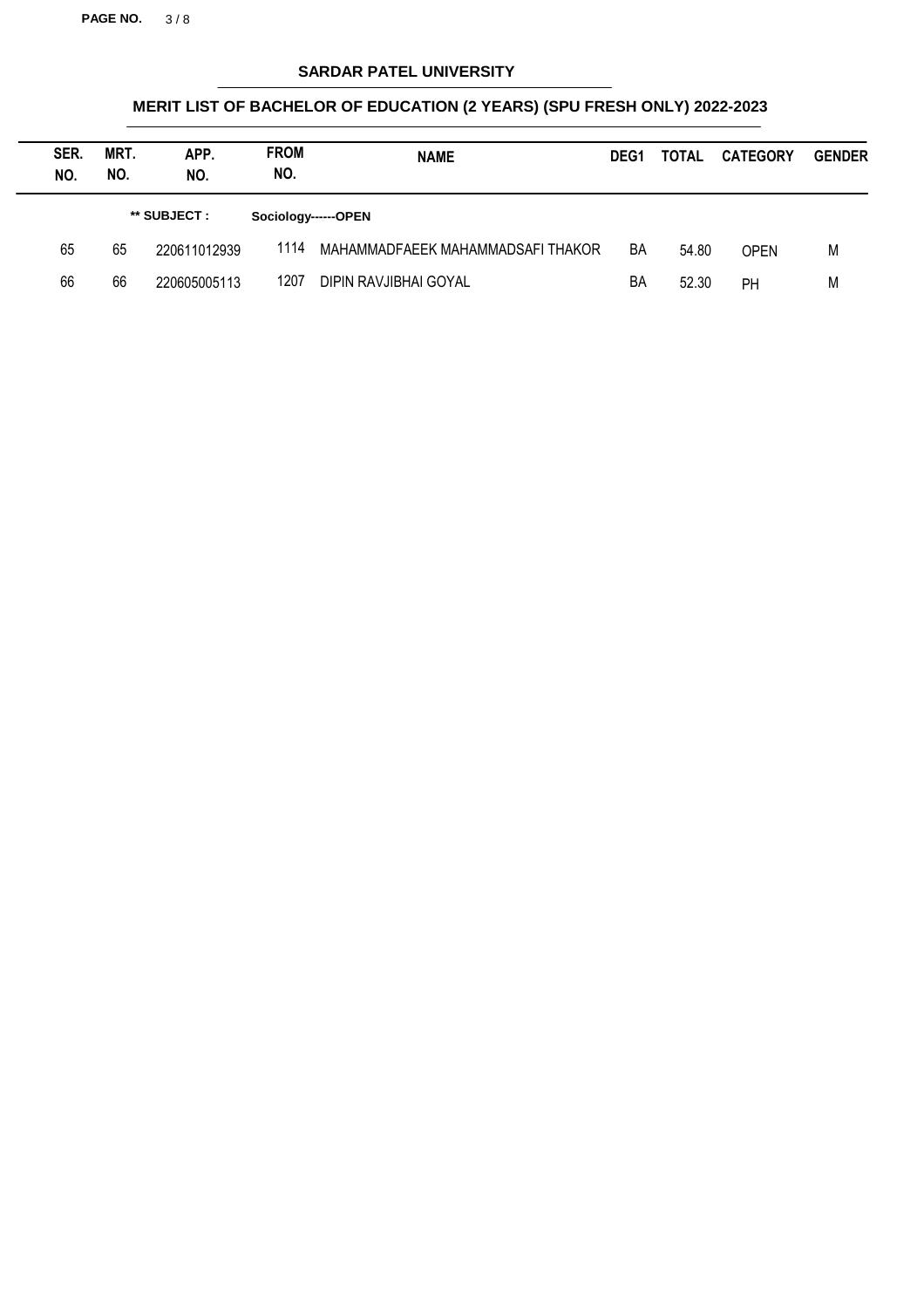## SARDAR PATEL UNIVERSITY

### MERIT LIST OF BACHELOR OF EDUCATION (2 YEARS) (SPU FRESH ONLY) 2022-2023

| SER. NO. | MRT. NO. | APP. NO. | FROM NO. | NAME | DEG1 | TOTAL | CATEGORY | GENDER |
|---|---|---|---|---|---|---|---|---|
| | | ** SUBJECT : | Sociology------OPEN | | | | | |
| 65 | 65 | 220611012939 | 1114 | MAHAMMADFAEEK MAHAMMADSAFI THAKOR | BA | 54.80 | OPEN | M |
| 66 | 66 | 220605005113 | 1207 | DIPIN RAVJIBHAI GOYAL | BA | 52.30 | PH | M |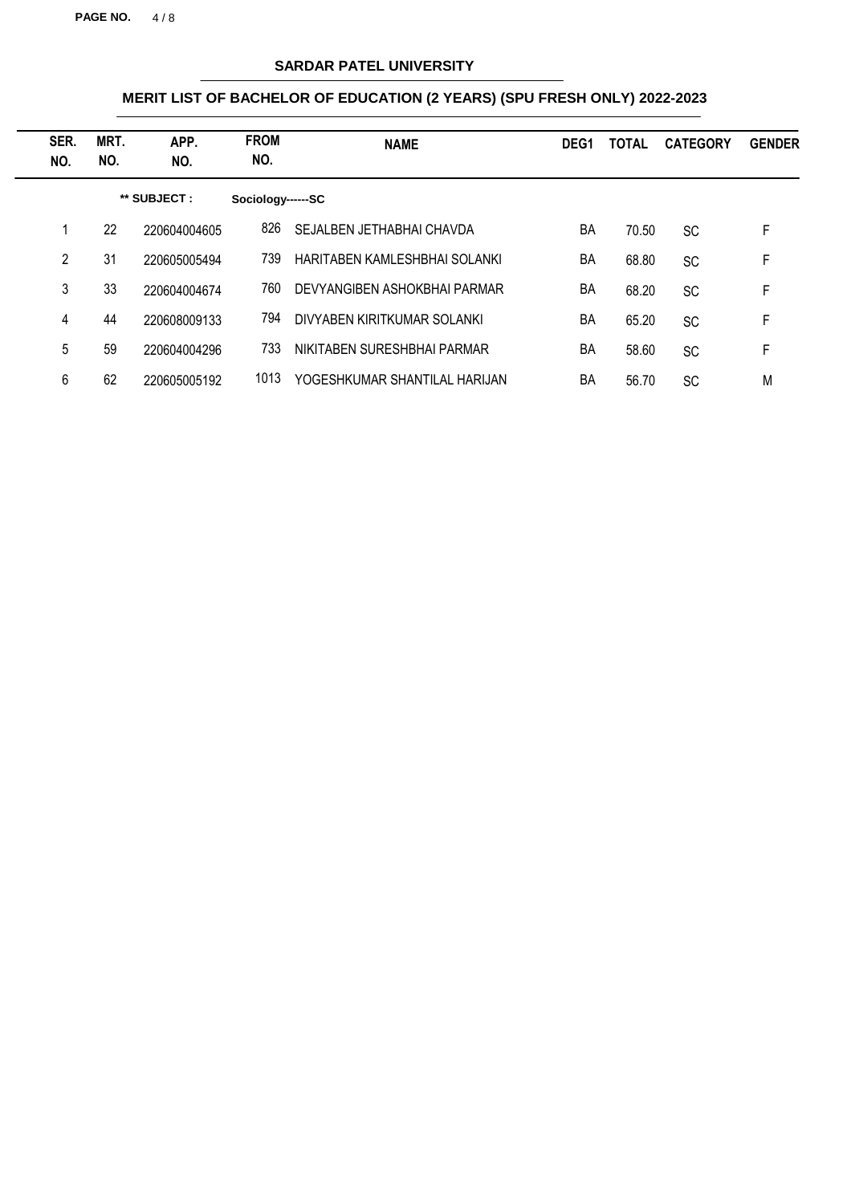## SARDAR PATEL UNIVERSITY

### MERIT LIST OF BACHELOR OF EDUCATION (2 YEARS) (SPU FRESH ONLY) 2022-2023

| SER. NO. | MRT. NO. | APP. NO. | FROM NO. | NAME | DEG1 | TOTAL | CATEGORY | GENDER |
|---|---|---|---|---|---|---|---|---|
| | | ** SUBJECT : | Sociology------SC | | | | | |
| 1 | 22 | 220604004605 | 826 | SEJALBEN JETHABHAI CHAVDA | BA | 70.50 | SC | F |
| 2 | 31 | 220605005494 | 739 | HARITABEN KAMLESHBHAI SOLANKI | BA | 68.80 | SC | F |
| 3 | 33 | 220604004674 | 760 | DEVYANGIBEN ASHOKBHAI PARMAR | BA | 68.20 | SC | F |
| 4 | 44 | 220608009133 | 794 | DIVYABEN KIRITKUMAR SOLANKI | BA | 65.20 | SC | F |
| 5 | 59 | 220604004296 | 733 | NIKITABEN SURESHBHAI PARMAR | BA | 58.60 | SC | F |
| 6 | 62 | 220605005192 | 1013 | YOGESHKUMAR SHANTILAL HARIJAN | BA | 56.70 | SC | M |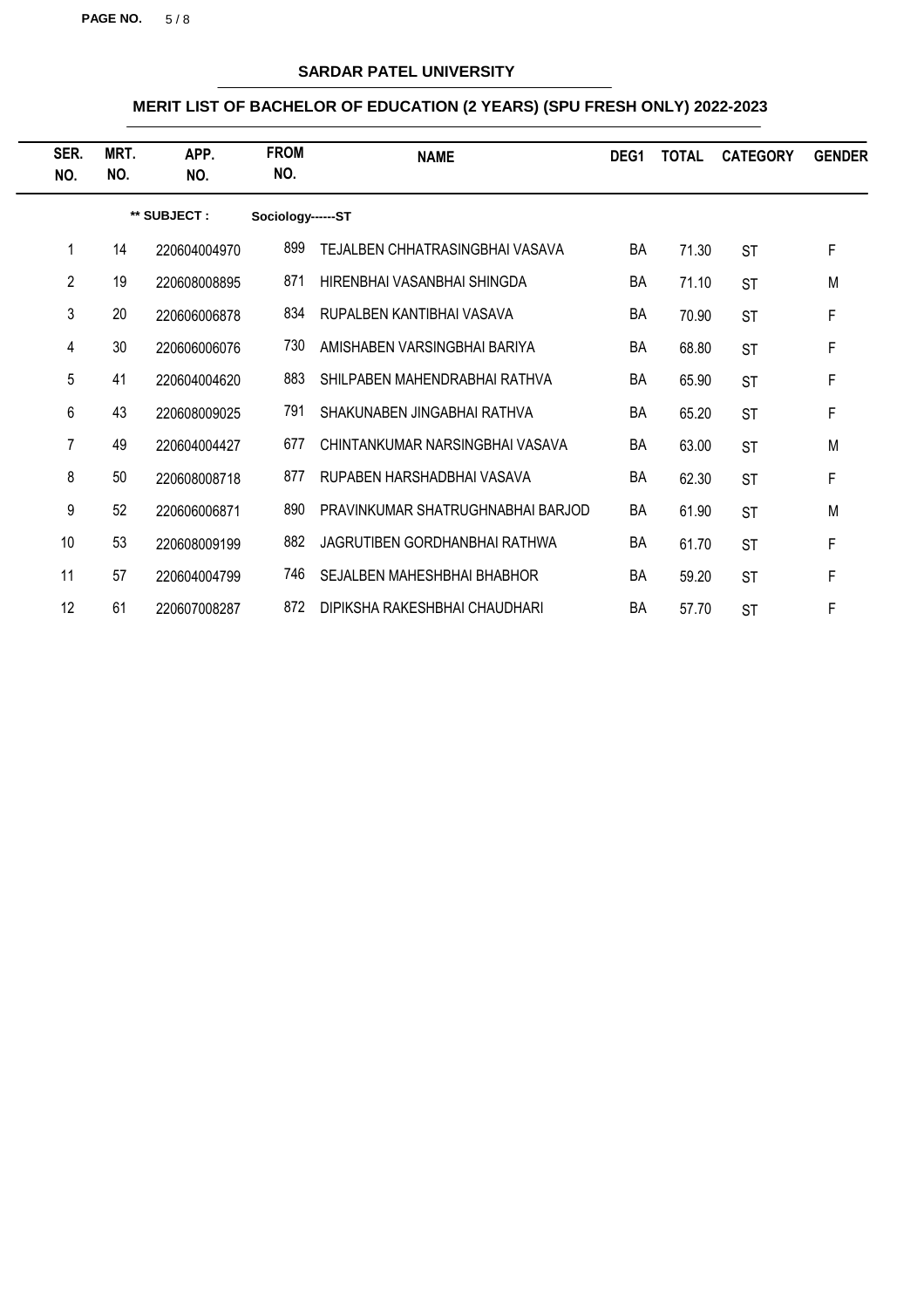# SARDAR PATEL UNIVERSITY

## MERIT LIST OF BACHELOR OF EDUCATION (2 YEARS) (SPU FRESH ONLY) 2022-2023

** SUBJECT : Sociology------ST

| SER. NO. | MRT. NO. | APP. NO. | FROM NO. | NAME | DEG1 | TOTAL | CATEGORY | GENDER |
|---|---|---|---|---|---|---|---|---|
| 1 | 14 | 220604004970 | 899 | TEJALBEN CHHATRASINGBHAI VASAVA | BA | 71.30 | ST | F |
| 2 | 19 | 220608008895 | 871 | HIRENBHAI VASANBHAI SHINGDA | BA | 71.10 | ST | M |
| 3 | 20 | 220606006878 | 834 | RUPALBEN KANTIBHAI VASAVA | BA | 70.90 | ST | F |
| 4 | 30 | 220606006076 | 730 | AMISHABEN VARSINGBHAI BARIYA | BA | 68.80 | ST | F |
| 5 | 41 | 220604004620 | 883 | SHILPABEN MAHENDRABHAI RATHVA | BA | 65.90 | ST | F |
| 6 | 43 | 220608009025 | 791 | SHAKUNABEN JINGABHAI RATHVA | BA | 65.20 | ST | F |
| 7 | 49 | 220604004427 | 677 | CHINTANKUMAR NARSINGBHAI VASAVA | BA | 63.00 | ST | M |
| 8 | 50 | 220608008718 | 877 | RUPABEN HARSHADBHAI VASAVA | BA | 62.30 | ST | F |
| 9 | 52 | 220606006871 | 890 | PRAVINKUMAR SHATRUGHNABHAI BARJOD | BA | 61.90 | ST | M |
| 10 | 53 | 220608009199 | 882 | JAGRUTIBEN GORDHANBHAI RATHWA | BA | 61.70 | ST | F |
| 11 | 57 | 220604004799 | 746 | SEJALBEN MAHESHBHAI BHABHOR | BA | 59.20 | ST | F |
| 12 | 61 | 220607008287 | 872 | DIPIKSHA RAKESHBHAI CHAUDHARI | BA | 57.70 | ST | F |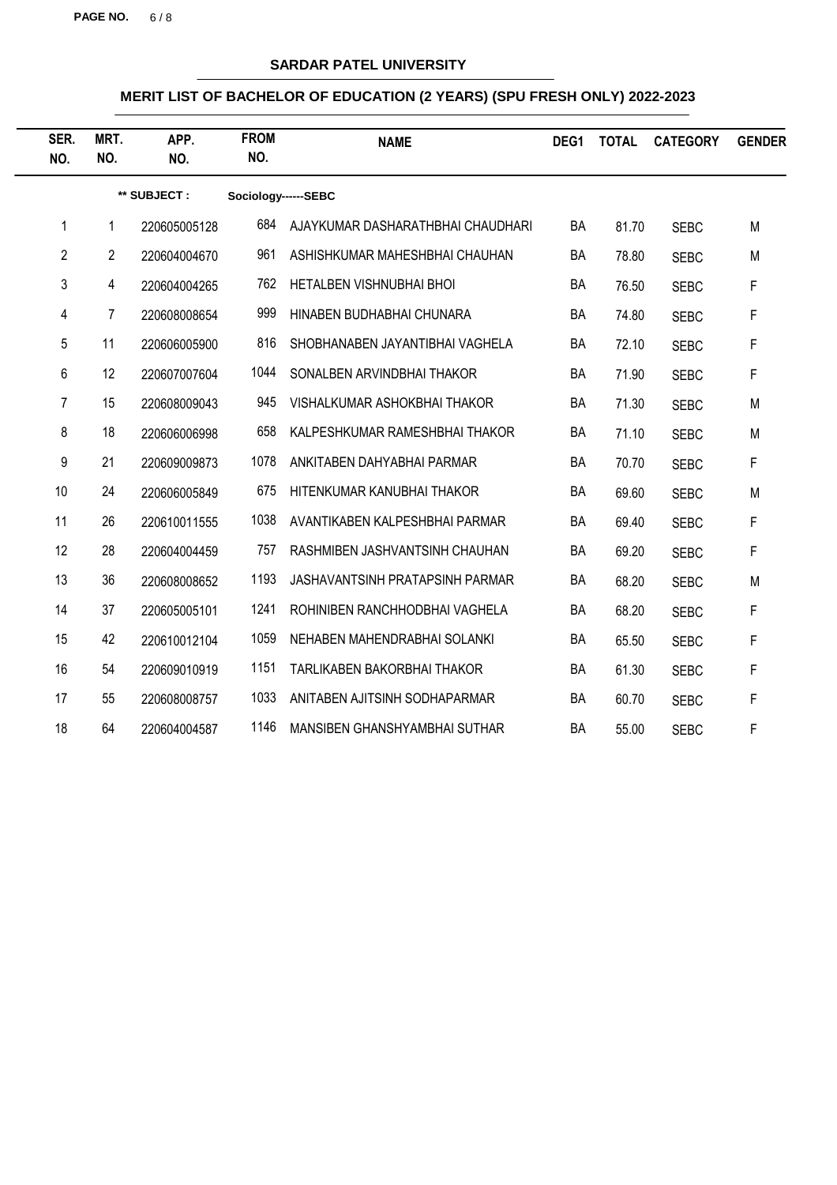**SARDAR PATEL UNIVERSITY**

**MERIT LIST OF BACHELOR OF EDUCATION (2 YEARS) (SPU FRESH ONLY) 2022-2023**

| SER. NO. | MRT. NO. | APP. NO. | FROM NO. | NAME | DEG1 | TOTAL | CATEGORY | GENDER |
|---|---|---|---|---|---|---|---|---|
| | | ** SUBJECT : | Sociology------SEBC | | | | | |
| 1 | 1 | 220605005128 | 684 | AJAYKUMAR DASHARATHBHAI CHAUDHARI | BA | 81.70 | SEBC | M |
| 2 | 2 | 220604004670 | 961 | ASHISHKUMAR MAHESHBHAI CHAUHAN | BA | 78.80 | SEBC | M |
| 3 | 4 | 220604004265 | 762 | HETALBEN VISHNUBHAI BHOI | BA | 76.50 | SEBC | F |
| 4 | 7 | 220608008654 | 999 | HINABEN BUDHABHAI CHUNARA | BA | 74.80 | SEBC | F |
| 5 | 11 | 220606005900 | 816 | SHOBHANABEN JAYANTIBHAI VAGHELA | BA | 72.10 | SEBC | F |
| 6 | 12 | 220607007604 | 1044 | SONALBEN ARVINDBHAI THAKOR | BA | 71.90 | SEBC | F |
| 7 | 15 | 220608009043 | 945 | VISHALKUMAR ASHOKBHAI THAKOR | BA | 71.30 | SEBC | M |
| 8 | 18 | 220606006998 | 658 | KALPESHKUMAR RAMESHBHAI THAKOR | BA | 71.10 | SEBC | M |
| 9 | 21 | 220609009873 | 1078 | ANKITABEN DAHYABHAI PARMAR | BA | 70.70 | SEBC | F |
| 10 | 24 | 220606005849 | 675 | HITENKUMAR KANUBHAI THAKOR | BA | 69.60 | SEBC | M |
| 11 | 26 | 220610011555 | 1038 | AVANTIKABEN KALPESHBHAI PARMAR | BA | 69.40 | SEBC | F |
| 12 | 28 | 220604004459 | 757 | RASHMIBEN JASHVANTSINH CHAUHAN | BA | 69.20 | SEBC | F |
| 13 | 36 | 220608008652 | 1193 | JASHAVANTSINH PRATAPSINH PARMAR | BA | 68.20 | SEBC | M |
| 14 | 37 | 220605005101 | 1241 | ROHINIBEN RANCHHODBHAI VAGHELA | BA | 68.20 | SEBC | F |
| 15 | 42 | 220610012104 | 1059 | NEHABEN MAHENDRABHAI SOLANKI | BA | 65.50 | SEBC | F |
| 16 | 54 | 220609010919 | 1151 | TARLIKABEN BAKORBHAI THAKOR | BA | 61.30 | SEBC | F |
| 17 | 55 | 220608008757 | 1033 | ANITABEN AJITSINH SODHAPARMAR | BA | 60.70 | SEBC | F |
| 18 | 64 | 220604004587 | 1146 | MANSIBEN GHANSHYAMBHAI SUTHAR | BA | 55.00 | SEBC | F |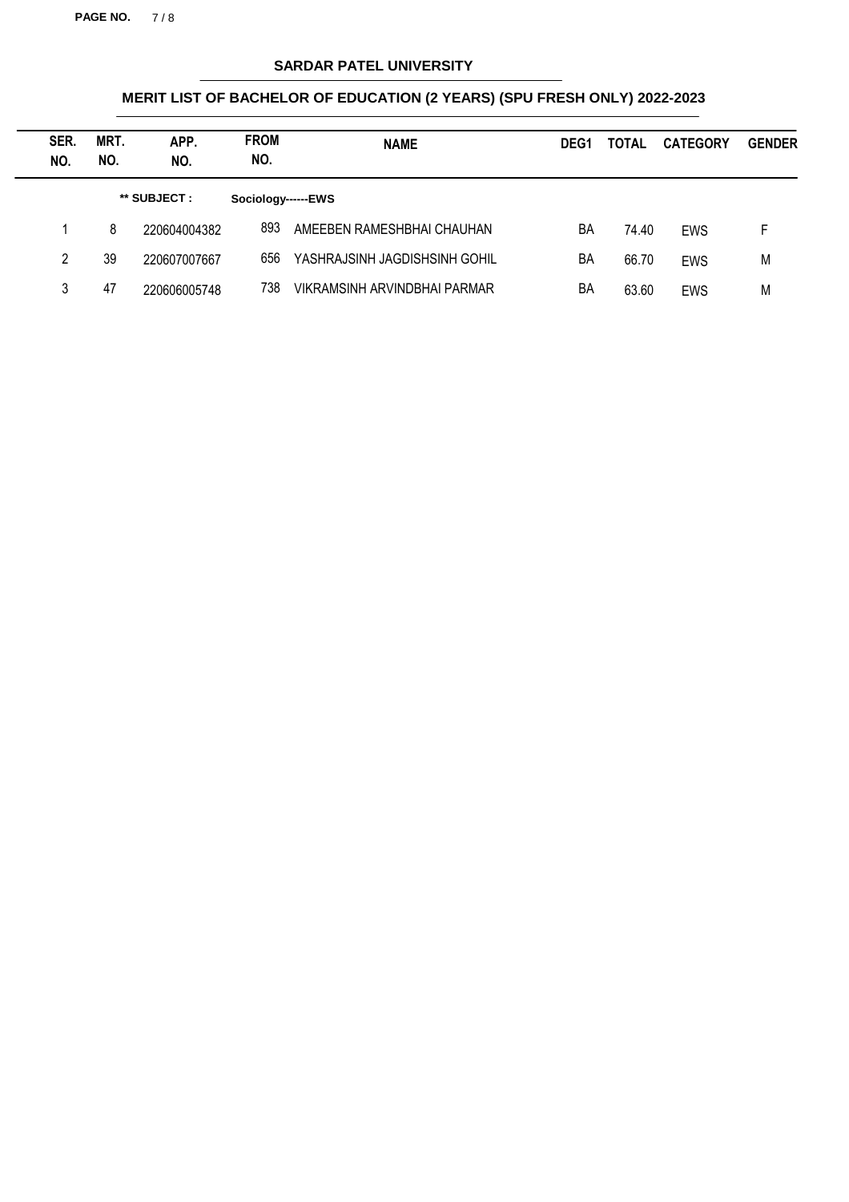## SARDAR PATEL UNIVERSITY

### MERIT LIST OF BACHELOR OF EDUCATION (2 YEARS) (SPU FRESH ONLY) 2022-2023

| SER. NO. | MRT. NO. | APP. NO. | FROM NO. | NAME | DEG1 | TOTAL | CATEGORY | GENDER |
|---|---|---|---|---|---|---|---|---|
| | | ** SUBJECT : | Sociology------EWS | | | | | |
| 1 | 8 | 220604004382 | 893 | AMEEBEN RAMESHBHAI CHAUHAN | BA | 74.40 | EWS | F |
| 2 | 39 | 220607007667 | 656 | YASHRAJSINH JAGDISHSINH GOHIL | BA | 66.70 | EWS | M |
| 3 | 47 | 220606005748 | 738 | VIKRAMSINH ARVINDBHAI PARMAR | BA | 63.60 | EWS | M |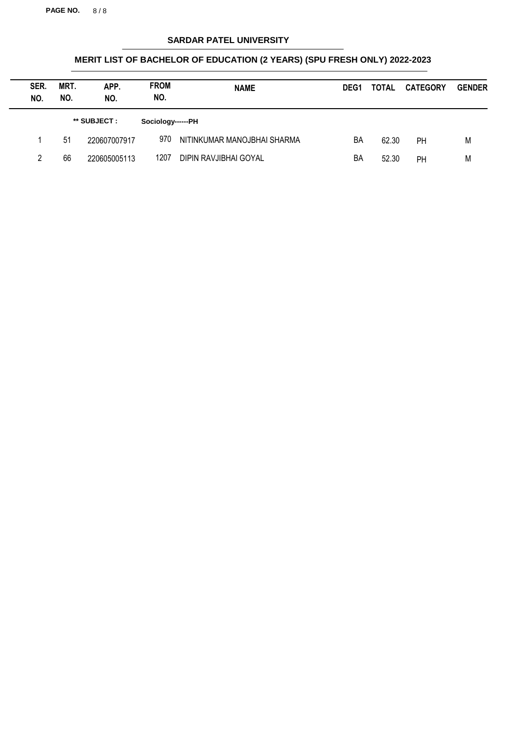## SARDAR PATEL UNIVERSITY

### MERIT LIST OF BACHELOR OF EDUCATION (2 YEARS) (SPU FRESH ONLY) 2022-2023

| SER. NO. | MRT. NO. | APP. NO. | FROM NO. | NAME | DEG1 | TOTAL | CATEGORY | GENDER |
|---|---|---|---|---|---|---|---|---|
| | | ** SUBJECT : | Sociology------PH | | | | | |
| 1 | 51 | 220607007917 | 970 | NITINKUMAR MANOJBHAI SHARMA | BA | 62.30 | PH | M |
| 2 | 66 | 220605005113 | 1207 | DIPIN RAVJIBHAI GOYAL | BA | 52.30 | PH | M |